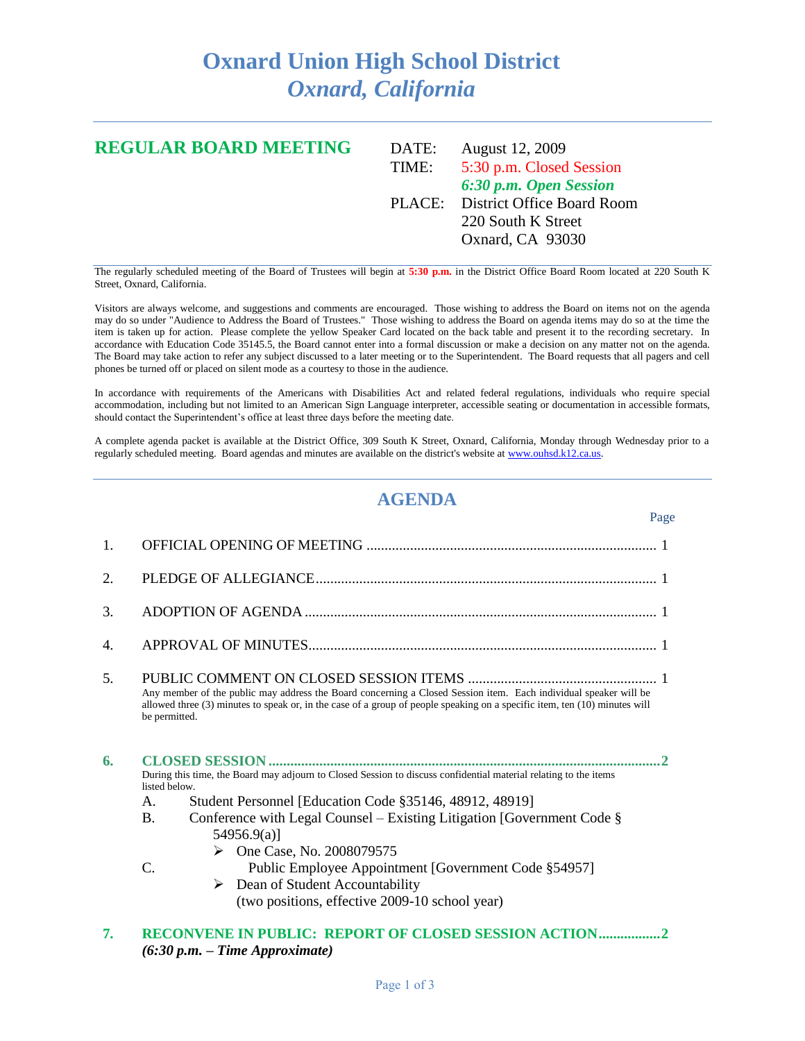# Oxnard Union High School District
## *Oxnard, California*

## REGULAR BOARD MEETING

DATE: August 12, 2009

TIME: 5:30 p.m. Closed Session
*6:30 p.m. Open Session*

PLACE: District Office Board Room
220 South K Street
Oxnard, CA 93030

The regularly scheduled meeting of the Board of Trustees will begin at **5:30 p.m.** in the District Office Board Room located at 220 South K Street, Oxnard, California.

Visitors are always welcome, and suggestions and comments are encouraged. Those wishing to address the Board on items not on the agenda may do so under "Audience to Address the Board of Trustees." Those wishing to address the Board on agenda items may do so at the time the item is taken up for action. Please complete the yellow Speaker Card located on the back table and present it to the recording secretary. In accordance with Education Code 35145.5, the Board cannot enter into a formal discussion or make a decision on any matter not on the agenda. The Board may take action to refer any subject discussed to a later meeting or to the Superintendent. The Board requests that all pagers and cell phones be turned off or placed on silent mode as a courtesy to those in the audience.

In accordance with requirements of the Americans with Disabilities Act and related federal regulations, individuals who require special accommodation, including but not limited to an American Sign Language interpreter, accessible seating or documentation in accessible formats, should contact the Superintendent's office at least three days before the meeting date.

A complete agenda packet is available at the District Office, 309 South K Street, Oxnard, California, Monday through Wednesday prior to a regularly scheduled meeting. Board agendas and minutes are available on the district's website at www.ouhsd.k12.ca.us.

## AGENDA

Page

1. OFFICIAL OPENING OF MEETING ........................................ 1

2. PLEDGE OF ALLEGIANCE ........................................ 1

3. ADOPTION OF AGENDA ........................................ 1

4. APPROVAL OF MINUTES ........................................ 1

5. PUBLIC COMMENT ON CLOSED SESSION ITEMS ........................................ 1
   Any member of the public may address the Board concerning a Closed Session item. Each individual speaker will be allowed three (3) minutes to speak or, in the case of a group of people speaking on a specific item, ten (10) minutes will be permitted.

6. **CLOSED SESSION ........................................ 2**
   During this time, the Board may adjourn to Closed Session to discuss confidential material relating to the items listed below.
   - A. Student Personnel [Education Code §35146, 48912, 48919]
   - B. Conference with Legal Counsel – Existing Litigation [Government Code § 54956.9(a)]
     - One Case, No. 2008079575
   - C. Public Employee Appointment [Government Code §54957]
     - Dean of Student Accountability (two positions, effective 2009-10 school year)

7. **RECONVENE IN PUBLIC: REPORT OF CLOSED SESSION ACTION ........................................ 2**
   ***(6:30 p.m. – Time Approximate)***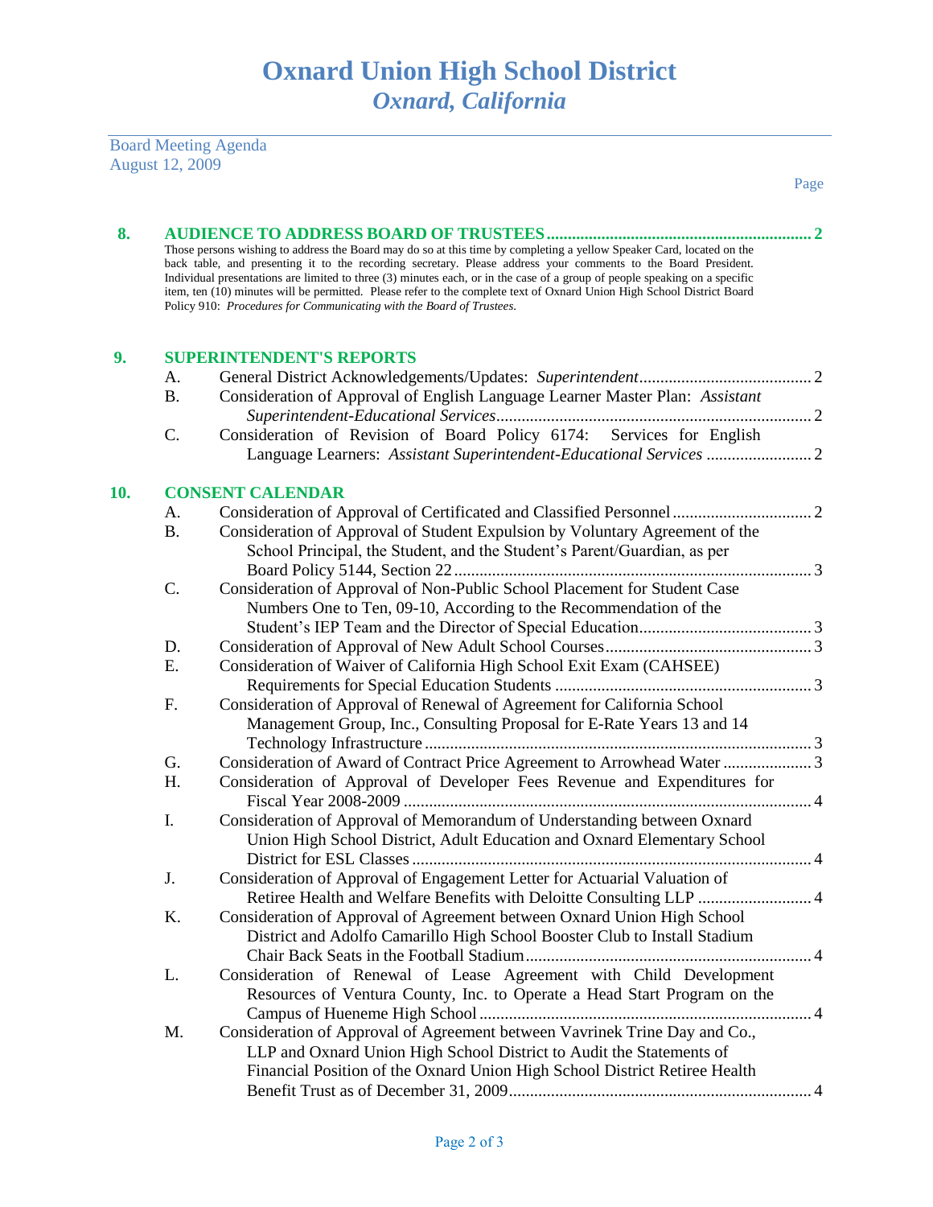# Oxnard Union High School District
## *Oxnard, California*

Board Meeting Agenda
August 12, 2009

Page

**8. AUDIENCE TO ADDRESS BOARD OF TRUSTEES .............................................................. 2**

Those persons wishing to address the Board may do so at this time by completing a yellow Speaker Card, located on the back table, and presenting it to the recording secretary. Please address your comments to the Board President. Individual presentations are limited to three (3) minutes each, or in the case of a group of people speaking on a specific item, ten (10) minutes will be permitted. Please refer to the complete text of Oxnard Union High School District Board Policy 910: *Procedures for Communicating with the Board of Trustees.*

**9. SUPERINTENDENT'S REPORTS**

- A. General District Acknowledgements/Updates: *Superintendent* ......................................... 2
- B. Consideration of Approval of English Language Learner Master Plan: *Assistant Superintendent-Educational Services* .......................................................................... 2
- C. Consideration of Revision of Board Policy 6174: Services for English Language Learners: *Assistant Superintendent-Educational Services* ......................... 2

**10. CONSENT CALENDAR**

- A. Consideration of Approval of Certificated and Classified Personnel ................................ 2
- B. Consideration of Approval of Student Expulsion by Voluntary Agreement of the School Principal, the Student, and the Student's Parent/Guardian, as per Board Policy 5144, Section 22 .................................................................................... 3
- C. Consideration of Approval of Non-Public School Placement for Student Case Numbers One to Ten, 09-10, According to the Recommendation of the Student's IEP Team and the Director of Special Education......................................... 3
- D. Consideration of Approval of New Adult School Courses ................................................ 3
- E. Consideration of Waiver of California High School Exit Exam (CAHSEE) Requirements for Special Education Students ............................................................ 3
- F. Consideration of Approval of Renewal of Agreement for California School Management Group, Inc., Consulting Proposal for E-Rate Years 13 and 14 Technology Infrastructure ........................................................................................... 3
- G. Consideration of Award of Contract Price Agreement to Arrowhead Water ..................... 3
- H. Consideration of Approval of Developer Fees Revenue and Expenditures for Fiscal Year 2008-2009 ................................................................................................ 4
- I. Consideration of Approval of Memorandum of Understanding between Oxnard Union High School District, Adult Education and Oxnard Elementary School District for ESL Classes .............................................................................................. 4
- J. Consideration of Approval of Engagement Letter for Actuarial Valuation of Retiree Health and Welfare Benefits with Deloitte Consulting LLP ........................... 4
- K. Consideration of Approval of Agreement between Oxnard Union High School District and Adolfo Camarillo High School Booster Club to Install Stadium Chair Back Seats in the Football Stadium ................................................................... 4
- L. Consideration of Renewal of Lease Agreement with Child Development Resources of Ventura County, Inc. to Operate a Head Start Program on the Campus of Hueneme High School .............................................................................. 4
- M. Consideration of Approval of Agreement between Vavrinek Trine Day and Co., LLP and Oxnard Union High School District to Audit the Statements of Financial Position of the Oxnard Union High School District Retiree Health Benefit Trust as of December 31, 2009....................................................................... 4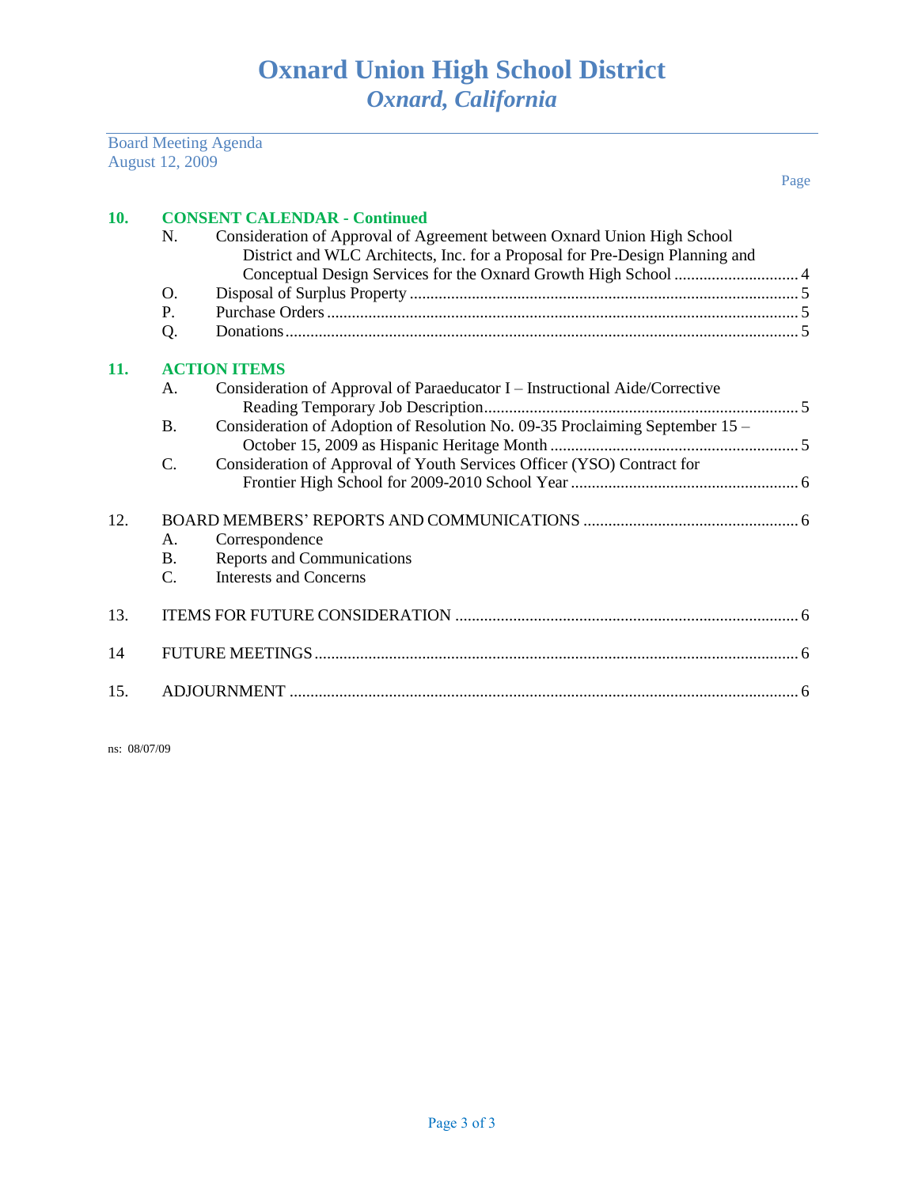# Oxnard Union High School District
## *Oxnard, California*

Board Meeting Agenda
August 12, 2009

Page

**10. CONSENT CALENDAR - Continued**

N. Consideration of Approval of Agreement between Oxnard Union High School District and WLC Architects, Inc. for a Proposal for Pre-Design Planning and Conceptual Design Services for the Oxnard Growth High School .............................. 4

O. Disposal of Surplus Property ............................................................................................ 5

P. Purchase Orders ................................................................................................................ 5

Q. Donations .......................................................................................................................... 5

**11. ACTION ITEMS**

A. Consideration of Approval of Paraeducator I – Instructional Aide/Corrective Reading Temporary Job Description ........................................................................... 5

B. Consideration of Adoption of Resolution No. 09-35 Proclaiming September 15 – October 15, 2009 as Hispanic Heritage Month ........................................................... 5

C. Consideration of Approval of Youth Services Officer (YSO) Contract for Frontier High School for 2009-2010 School Year ....................................................... 6

12. BOARD MEMBERS' REPORTS AND COMMUNICATIONS .................................................... 6

A. Correspondence

B. Reports and Communications

C. Interests and Concerns

13. ITEMS FOR FUTURE CONSIDERATION .................................................................................. 6

14 FUTURE MEETINGS ................................................................................................................... 6

15. ADJOURNMENT ......................................................................................................................... 6

ns: 08/07/09